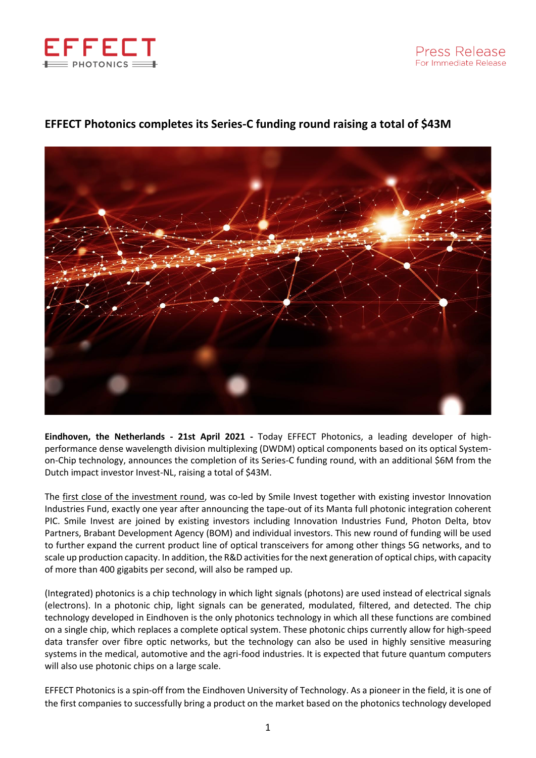**Press Release**
For Immediate Release

# EFFECT Photonics completes its Series-C funding round raising a total of $43M

**Eindhoven, the Netherlands - 21st April 2021 -** Today EFFECT Photonics, a leading developer of high-performance dense wavelength division multiplexing (DWDM) optical components based on its optical System-on-Chip technology, announces the completion of its Series-C funding round, with an additional $6M from the Dutch impact investor Invest-NL, raising a total of $43M.

The first close of the investment round, was co-led by Smile Invest together with existing investor Innovation Industries Fund, exactly one year after announcing the tape-out of its Manta full photonic integration coherent PIC. Smile Invest are joined by existing investors including Innovation Industries Fund, Photon Delta, btov Partners, Brabant Development Agency (BOM) and individual investors. This new round of funding will be used to further expand the current product line of optical transceivers for among other things 5G networks, and to scale up production capacity. In addition, the R&D activities for the next generation of optical chips, with capacity of more than 400 gigabits per second, will also be ramped up.

(Integrated) photonics is a chip technology in which light signals (photons) are used instead of electrical signals (electrons). In a photonic chip, light signals can be generated, modulated, filtered, and detected. The chip technology developed in Eindhoven is the only photonics technology in which all these functions are combined on a single chip, which replaces a complete optical system. These photonic chips currently allow for high-speed data transfer over fibre optic networks, but the technology can also be used in highly sensitive measuring systems in the medical, automotive and the agri-food industries. It is expected that future quantum computers will also use photonic chips on a large scale.

EFFECT Photonics is a spin-off from the Eindhoven University of Technology. As a pioneer in the field, it is one of the first companies to successfully bring a product on the market based on the photonics technology developed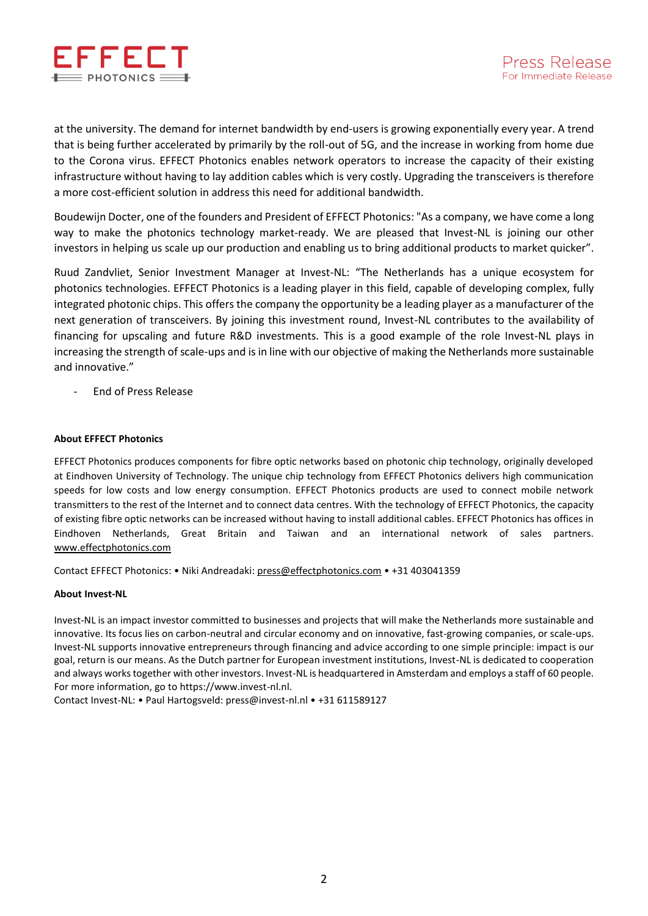at the university. The demand for internet bandwidth by end-users is growing exponentially every year. A trend that is being further accelerated by primarily by the roll-out of 5G, and the increase in working from home due to the Corona virus. EFFECT Photonics enables network operators to increase the capacity of their existing infrastructure without having to lay addition cables which is very costly. Upgrading the transceivers is therefore a more cost-efficient solution in address this need for additional bandwidth.

Boudewijn Docter, one of the founders and President of EFFECT Photonics: "As a company, we have come a long way to make the photonics technology market-ready. We are pleased that Invest-NL is joining our other investors in helping us scale up our production and enabling us to bring additional products to market quicker".

Ruud Zandvliet, Senior Investment Manager at Invest-NL: "The Netherlands has a unique ecosystem for photonics technologies. EFFECT Photonics is a leading player in this field, capable of developing complex, fully integrated photonic chips. This offers the company the opportunity be a leading player as a manufacturer of the next generation of transceivers. By joining this investment round, Invest-NL contributes to the availability of financing for upscaling and future R&D investments. This is a good example of the role Invest-NL plays in increasing the strength of scale-ups and is in line with our objective of making the Netherlands more sustainable and innovative."

- End of Press Release

**About EFFECT Photonics**

EFFECT Photonics produces components for fibre optic networks based on photonic chip technology, originally developed at Eindhoven University of Technology. The unique chip technology from EFFECT Photonics delivers high communication speeds for low costs and low energy consumption. EFFECT Photonics products are used to connect mobile network transmitters to the rest of the Internet and to connect data centres. With the technology of EFFECT Photonics, the capacity of existing fibre optic networks can be increased without having to install additional cables. EFFECT Photonics has offices in Eindhoven Netherlands, Great Britain and Taiwan and an international network of sales partners. www.effectphotonics.com

Contact EFFECT Photonics: • Niki Andreadaki: press@effectphotonics.com • +31 403041359

**About Invest-NL**

Invest-NL is an impact investor committed to businesses and projects that will make the Netherlands more sustainable and innovative. Its focus lies on carbon-neutral and circular economy and on innovative, fast-growing companies, or scale-ups. Invest-NL supports innovative entrepreneurs through financing and advice according to one simple principle: impact is our goal, return is our means. As the Dutch partner for European investment institutions, Invest-NL is dedicated to cooperation and always works together with other investors. Invest-NL is headquartered in Amsterdam and employs a staff of 60 people. For more information, go to https://www.invest-nl.nl.
Contact Invest-NL: • Paul Hartogsveld: press@invest-nl.nl • +31 611589127